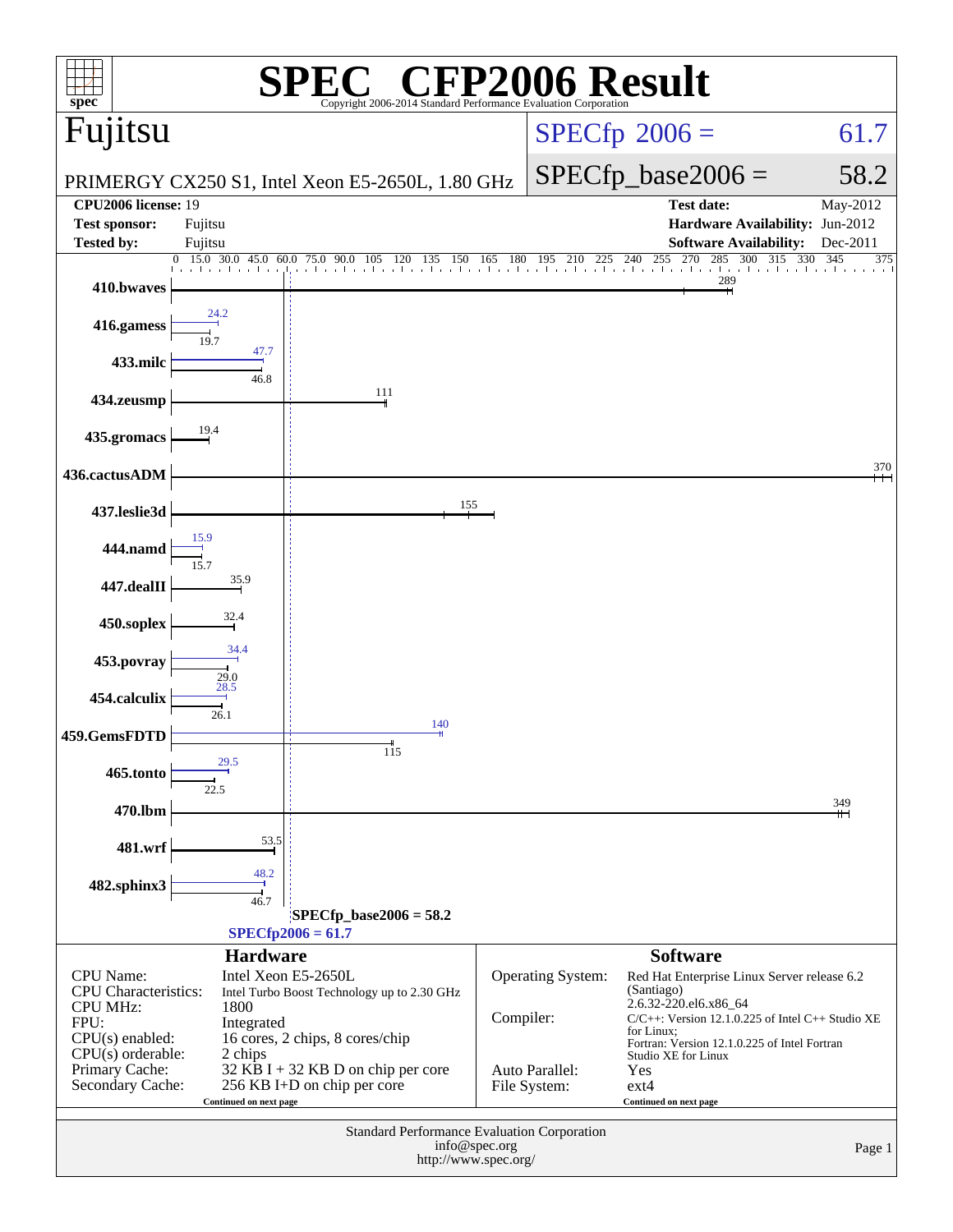# SPEC CFP2006 Result

Copyright 2006-2014 Standard Performance Evaluation Corporation

## Fujitsu

PRIMERGY CX250 S1, Intel Xeon E5-2650L, 1.80 GHz

SPECfp 2006 = 61.7

SPECfp_base2006 = 58.2

| | | | |
|---|---|---|---|
| **CPU2006 license:** 19 | | **Test date:** | May-2012 |
| **Test sponsor:** | Fujitsu | **Hardware Availability:** | Jun-2012 |
| **Tested by:** | Fujitsu | **Software Availability:** | Dec-2011 |

| Benchmark | Base | Peak |
|---|---|---|
| 410.bwaves | 289 | |
| 416.gamess | 19.7 | 24.2 |
| 433.milc | 46.8 | 47.7 |
| 434.zeusmp | 111 | |
| 435.gromacs | 19.4 | |
| 436.cactusADM | 370 | |
| 437.leslie3d | 155 | |
| 444.namd | 15.7 | 15.9 |
| 447.dealII | 35.9 | |
| 450.soplex | 32.4 | |
| 453.povray | 29.0 | 34.4 |
| 454.calculix | 26.1 | 28.5 |
| 459.GemsFDTD | 115 | 140 |
| 465.tonto | 22.5 | 29.5 |
| 470.lbm | 349 | |
| 481.wrf | 53.5 | |
| 482.sphinx3 | 46.7 | 48.2 |

SPECfp_base2006 = 58.2

SPECfp2006 = 61.7

## Hardware

| | |
|---|---|
| CPU Name: | Intel Xeon E5-2650L |
| CPU Characteristics: | Intel Turbo Boost Technology up to 2.30 GHz |
| CPU MHz: | 1800 |
| FPU: | Integrated |
| CPU(s) enabled: | 16 cores, 2 chips, 8 cores/chip |
| CPU(s) orderable: | 2 chips |
| Primary Cache: | 32 KB I + 32 KB D on chip per core |
| Secondary Cache: | 256 KB I+D on chip per core |

Continued on next page

## Software

| | |
|---|---|
| Operating System: | Red Hat Enterprise Linux Server release 6.2 (Santiago) 2.6.32-220.el6.x86_64 |
| Compiler: | C/C++: Version 12.1.0.225 of Intel C++ Studio XE for Linux; Fortran: Version 12.1.0.225 of Intel Fortran Studio XE for Linux |
| Auto Parallel: | Yes |
| File System: | ext4 |

Continued on next page

Standard Performance Evaluation Corporation
info@spec.org
http://www.spec.org/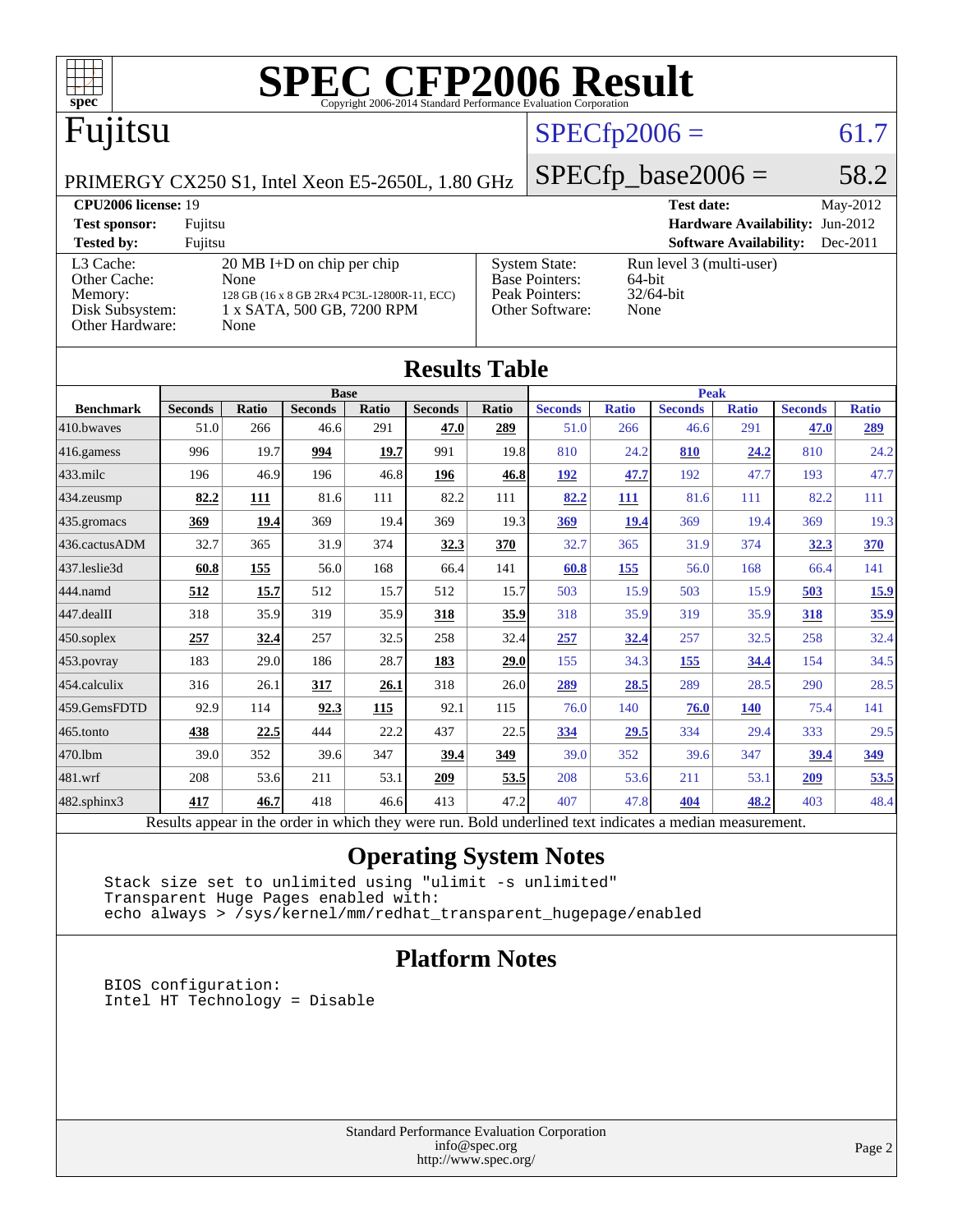# SPEC CFP2006 Result

Copyright 2006-2014 Standard Performance Evaluation Corporation

## Fujitsu

PRIMERGY CX250 S1, Intel Xeon E5-2650L, 1.80 GHz

SPECfp2006 = 61.7

SPECfp_base2006 = 58.2

| | | | |
|---|---|---|---|
| **CPU2006 license:** 19 | | **Test date:** | May-2012 |
| **Test sponsor:** | Fujitsu | **Hardware Availability:** | Jun-2012 |
| **Tested by:** | Fujitsu | **Software Availability:** | Dec-2011 |

| | | | |
|---|---|---|---|
| L3 Cache: | 20 MB I+D on chip per chip | System State: | Run level 3 (multi-user) |
| Other Cache: | None | Base Pointers: | 64-bit |
| Memory: | 128 GB (16 x 8 GB 2Rx4 PC3L-12800R-11, ECC) | Peak Pointers: | 32/64-bit |
| Disk Subsystem: | 1 x SATA, 500 GB, 7200 RPM | Other Software: | None |
| Other Hardware: | None | | |

## Results Table

| | Base | | | | | | Peak | | | | | |
|---|---|---|---|---|---|---|---|---|---|---|---|---|
| **Benchmark** | **Seconds** | **Ratio** | **Seconds** | **Ratio** | **Seconds** | **Ratio** | **Seconds** | **Ratio** | **Seconds** | **Ratio** | **Seconds** | **Ratio** |
| 410.bwaves | 51.0 | 266 | 46.6 | 291 | **47.0** | **289** | 51.0 | 266 | 46.6 | 291 | **47.0** | **289** |
| 416.gamess | 996 | 19.7 | **994** | **19.7** | 991 | 19.8 | 810 | 24.2 | **810** | **24.2** | 810 | 24.2 |
| 433.milc | 196 | 46.9 | 196 | 46.8 | **196** | **46.8** | **192** | **47.7** | 192 | 47.7 | 193 | 47.7 |
| 434.zeusmp | **82.2** | **111** | 81.6 | 111 | 82.2 | 111 | **82.2** | **111** | 81.6 | 111 | 82.2 | 111 |
| 435.gromacs | **369** | **19.4** | 369 | 19.4 | 369 | 19.3 | **369** | **19.4** | 369 | 19.4 | 369 | 19.3 |
| 436.cactusADM | 32.7 | 365 | 31.9 | 374 | **32.3** | **370** | 32.7 | 365 | 31.9 | 374 | **32.3** | **370** |
| 437.leslie3d | **60.8** | **155** | 56.0 | 168 | 66.4 | 141 | **60.8** | **155** | 56.0 | 168 | 66.4 | 141 |
| 444.namd | **512** | **15.7** | 512 | 15.7 | 512 | 15.7 | 503 | 15.9 | 503 | 15.9 | **503** | **15.9** |
| 447.dealII | 318 | 35.9 | 319 | 35.9 | **318** | **35.9** | 318 | 35.9 | 319 | 35.9 | **318** | **35.9** |
| 450.soplex | **257** | **32.4** | 257 | 32.5 | 258 | 32.4 | **257** | **32.4** | 257 | 32.5 | 258 | 32.4 |
| 453.povray | 183 | 29.0 | 186 | 28.7 | **183** | **29.0** | 155 | 34.3 | **155** | **34.4** | 154 | 34.5 |
| 454.calculix | 316 | 26.1 | **317** | **26.1** | 318 | 26.0 | **289** | **28.5** | 289 | 28.5 | 290 | 28.5 |
| 459.GemsFDTD | 92.9 | 114 | **92.3** | **115** | 92.1 | 115 | 76.0 | 140 | **76.0** | **140** | 75.4 | 141 |
| 465.tonto | **438** | **22.5** | 444 | 22.2 | 437 | 22.5 | **334** | **29.5** | 334 | 29.4 | 333 | 29.5 |
| 470.lbm | 39.0 | 352 | 39.6 | 347 | **39.4** | **349** | 39.0 | 352 | 39.6 | 347 | **39.4** | **349** |
| 481.wrf | 208 | 53.6 | 211 | 53.1 | **209** | **53.5** | 208 | 53.6 | 211 | 53.1 | **209** | **53.5** |
| 482.sphinx3 | **417** | **46.7** | 418 | 46.6 | 413 | 47.2 | 407 | 47.8 | **404** | **48.2** | 403 | 48.4 |

Results appear in the order in which they were run. Bold underlined text indicates a median measurement.

## Operating System Notes

```
Stack size set to unlimited using "ulimit -s unlimited"
Transparent Huge Pages enabled with:
echo always > /sys/kernel/mm/redhat_transparent_hugepage/enabled
```

## Platform Notes

```
BIOS configuration:
Intel HT Technology = Disable
```

Standard Performance Evaluation Corporation
info@spec.org
http://www.spec.org/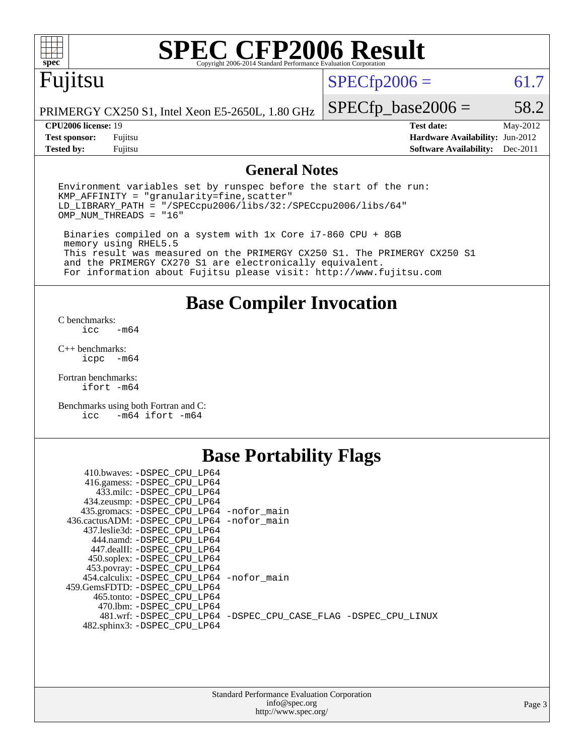# SPEC CFP2006 Result

Copyright 2006-2014 Standard Performance Evaluation Corporation

## Fujitsu

PRIMERGY CX250 S1, Intel Xeon E5-2650L, 1.80 GHz

SPECfp2006 = 61.7

SPECfp_base2006 = 58.2

| | | | |
|---|---|---|---|
| **CPU2006 license:** 19 | | **Test date:** | May-2012 |
| **Test sponsor:** | Fujitsu | **Hardware Availability:** | Jun-2012 |
| **Tested by:** | Fujitsu | **Software Availability:** | Dec-2011 |

## General Notes

```
Environment variables set by runspec before the start of the run:
KMP_AFFINITY = "granularity=fine,scatter"
LD_LIBRARY_PATH = "/SPECcpu2006/libs/32:/SPECcpu2006/libs/64"
OMP_NUM_THREADS = "16"

 Binaries compiled on a system with 1x Core i7-860 CPU + 8GB
 memory using RHEL5.5
 This result was measured on the PRIMERGY CX250 S1. The PRIMERGY CX250 S1
 and the PRIMERGY CX270 S1 are electronically equivalent.
 For information about Fujitsu please visit: http://www.fujitsu.com
```

## Base Compiler Invocation

C benchmarks:
```
icc   -m64
```

C++ benchmarks:
```
icpc  -m64
```

Fortran benchmarks:
```
ifort -m64
```

Benchmarks using both Fortran and C:
```
icc   -m64 ifort -m64
```

## Base Portability Flags

```
     410.bwaves: -DSPEC_CPU_LP64
     416.gamess: -DSPEC_CPU_LP64
       433.milc: -DSPEC_CPU_LP64
     434.zeusmp: -DSPEC_CPU_LP64
    435.gromacs: -DSPEC_CPU_LP64 -nofor_main
 436.cactusADM: -DSPEC_CPU_LP64 -nofor_main
    437.leslie3d: -DSPEC_CPU_LP64
      444.namd: -DSPEC_CPU_LP64
     447.dealII: -DSPEC_CPU_LP64
     450.soplex: -DSPEC_CPU_LP64
     453.povray: -DSPEC_CPU_LP64
   454.calculix: -DSPEC_CPU_LP64 -nofor_main
 459.GemsFDTD: -DSPEC_CPU_LP64
      465.tonto: -DSPEC_CPU_LP64
       470.lbm: -DSPEC_CPU_LP64
        481.wrf: -DSPEC_CPU_LP64 -DSPEC_CPU_CASE_FLAG -DSPEC_CPU_LINUX
   482.sphinx3: -DSPEC_CPU_LP64
```

Standard Performance Evaluation Corporation
info@spec.org
http://www.spec.org/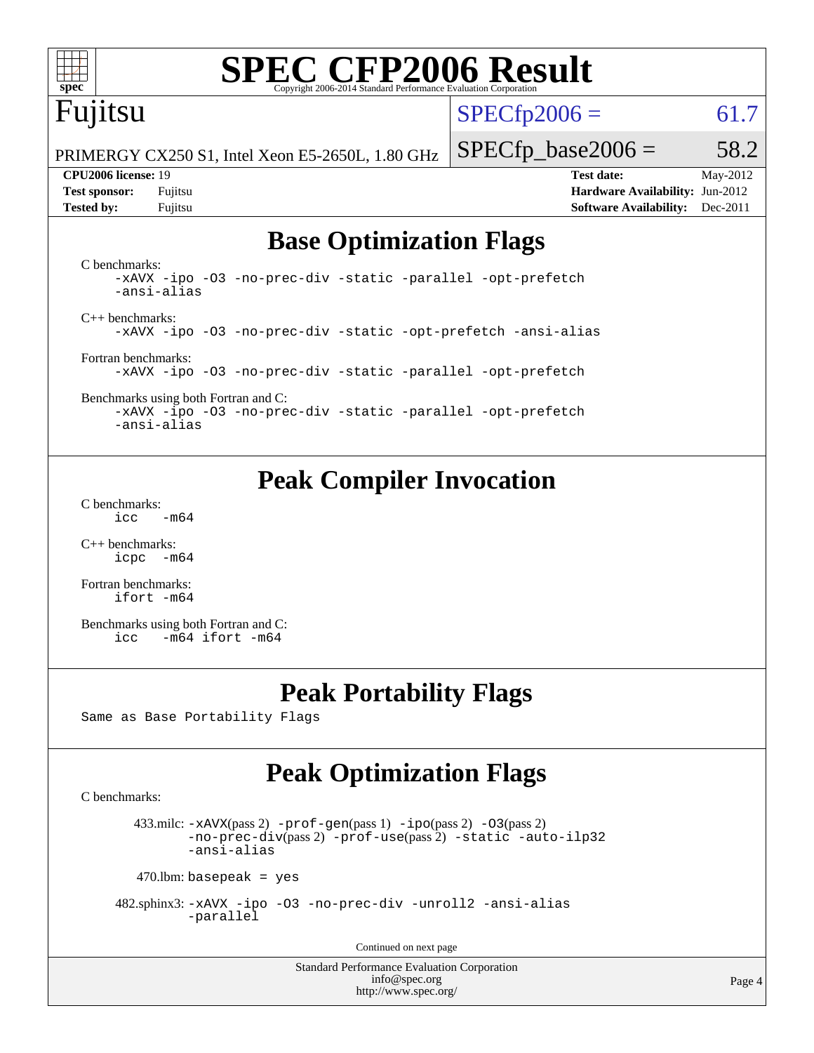Fujitsu

PRIMERGY CX250 S1, Intel Xeon E5-2650L, 1.80 GHz

SPECfp2006 = 61.7

SPECfp_base2006 = 58.2

**CPU2006 license:** 19
**Test sponsor:** Fujitsu
**Tested by:** Fujitsu

**Test date:** May-2012
**Hardware Availability:** Jun-2012
**Software Availability:** Dec-2011

## Base Optimization Flags

C benchmarks:

```
-xAVX -ipo -O3 -no-prec-div -static -parallel -opt-prefetch
-ansi-alias
```

C++ benchmarks:

```
-xAVX -ipo -O3 -no-prec-div -static -opt-prefetch -ansi-alias
```

Fortran benchmarks:

```
-xAVX -ipo -O3 -no-prec-div -static -parallel -opt-prefetch
```

Benchmarks using both Fortran and C:

```
-xAVX -ipo -O3 -no-prec-div -static -parallel -opt-prefetch
-ansi-alias
```

## Peak Compiler Invocation

C benchmarks:

```
icc   -m64
```

C++ benchmarks:

```
icpc  -m64
```

Fortran benchmarks:

```
ifort -m64
```

Benchmarks using both Fortran and C:

```
icc   -m64 ifort -m64
```

## Peak Portability Flags

Same as Base Portability Flags

## Peak Optimization Flags

C benchmarks:

433.milc: -xAVX(pass 2) -prof-gen(pass 1) -ipo(pass 2) -O3(pass 2) -no-prec-div(pass 2) -prof-use(pass 2) -static -auto-ilp32 -ansi-alias

470.lbm: basepeak = yes

482.sphinx3: -xAVX -ipo -O3 -no-prec-div -unroll2 -ansi-alias -parallel

Continued on next page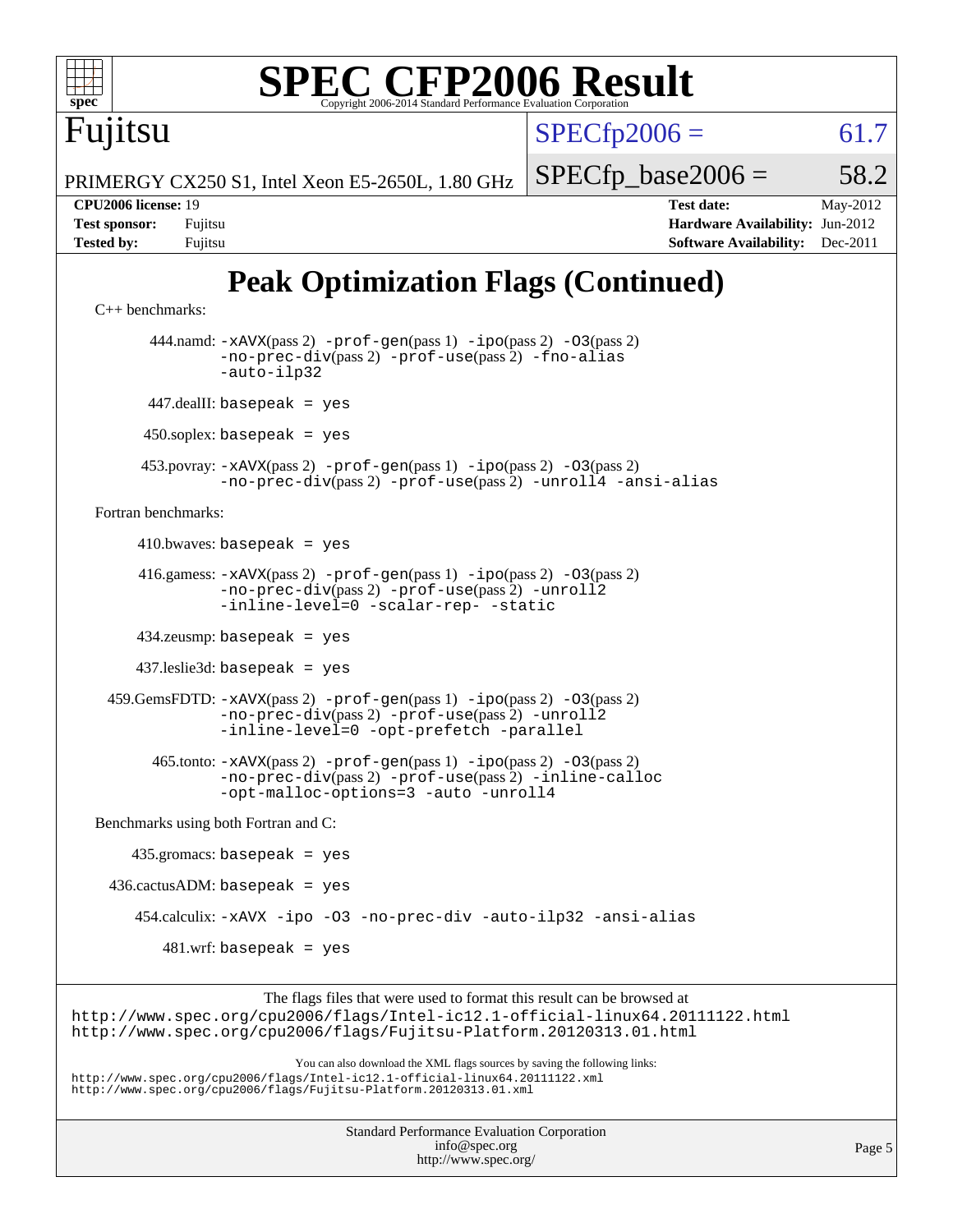# Peak Optimization Flags (Continued)

C++ benchmarks:

444.namd: -xAVX(pass 2) -prof-gen(pass 1) -ipo(pass 2) -O3(pass 2) -no-prec-div(pass 2) -prof-use(pass 2) -fno-alias -auto-ilp32

447.dealII: basepeak = yes

450.soplex: basepeak = yes

453.povray: -xAVX(pass 2) -prof-gen(pass 1) -ipo(pass 2) -O3(pass 2) -no-prec-div(pass 2) -prof-use(pass 2) -unroll4 -ansi-alias

Fortran benchmarks:

410.bwaves: basepeak = yes

416.gamess: -xAVX(pass 2) -prof-gen(pass 1) -ipo(pass 2) -O3(pass 2) -no-prec-div(pass 2) -prof-use(pass 2) -unroll2 -inline-level=0 -scalar-rep- -static

434.zeusmp: basepeak = yes

437.leslie3d: basepeak = yes

459.GemsFDTD: -xAVX(pass 2) -prof-gen(pass 1) -ipo(pass 2) -O3(pass 2) -no-prec-div(pass 2) -prof-use(pass 2) -unroll2 -inline-level=0 -opt-prefetch -parallel

465.tonto: -xAVX(pass 2) -prof-gen(pass 1) -ipo(pass 2) -O3(pass 2) -no-prec-div(pass 2) -prof-use(pass 2) -inline-calloc -opt-malloc-options=3 -auto -unroll4

Benchmarks using both Fortran and C:

435.gromacs: basepeak = yes

436.cactusADM: basepeak = yes

454.calculix: -xAVX -ipo -O3 -no-prec-div -auto-ilp32 -ansi-alias

481.wrf: basepeak = yes

The flags files that were used to format this result can be browsed at
http://www.spec.org/cpu2006/flags/Intel-ic12.1-official-linux64.20111122.html
http://www.spec.org/cpu2006/flags/Fujitsu-Platform.20120313.01.html

You can also download the XML flags sources by saving the following links:
http://www.spec.org/cpu2006/flags/Intel-ic12.1-official-linux64.20111122.xml
http://www.spec.org/cpu2006/flags/Fujitsu-Platform.20120313.01.xml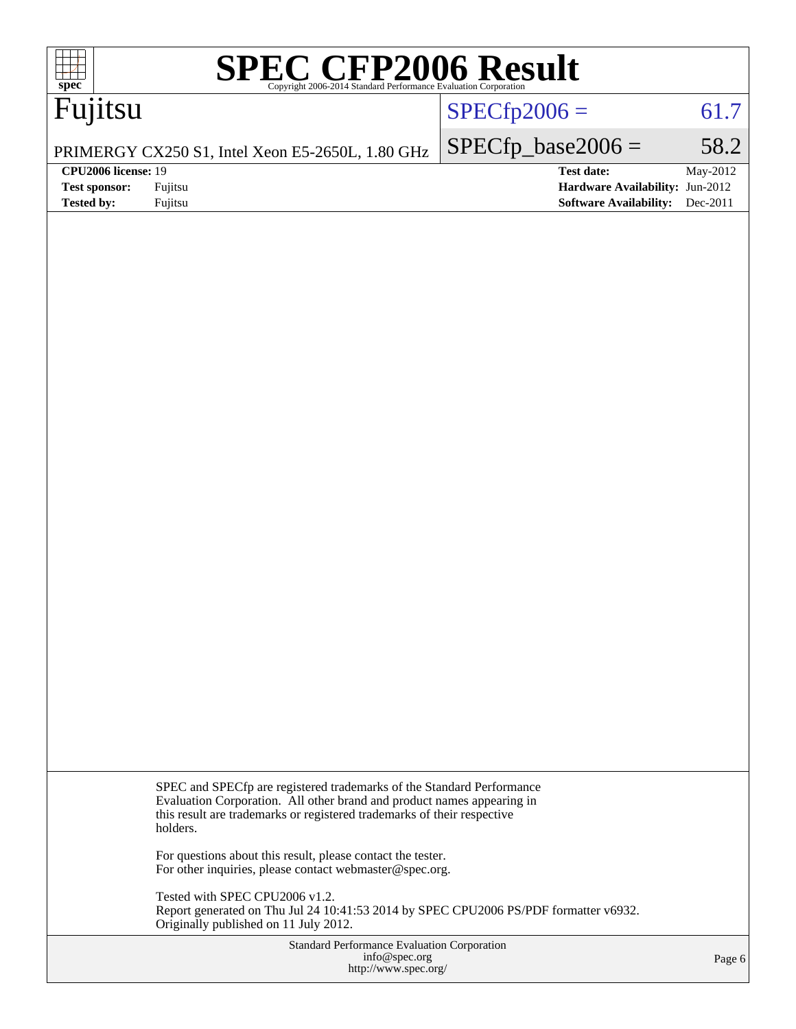SPEC and SPECfp are registered trademarks of the Standard Performance Evaluation Corporation. All other brand and product names appearing in this result are trademarks or registered trademarks of their respective holders.

For questions about this result, please contact the tester.
For other inquiries, please contact webmaster@spec.org.

Tested with SPEC CPU2006 v1.2.
Report generated on Thu Jul 24 10:41:53 2014 by SPEC CPU2006 PS/PDF formatter v6932.
Originally published on 11 July 2012.